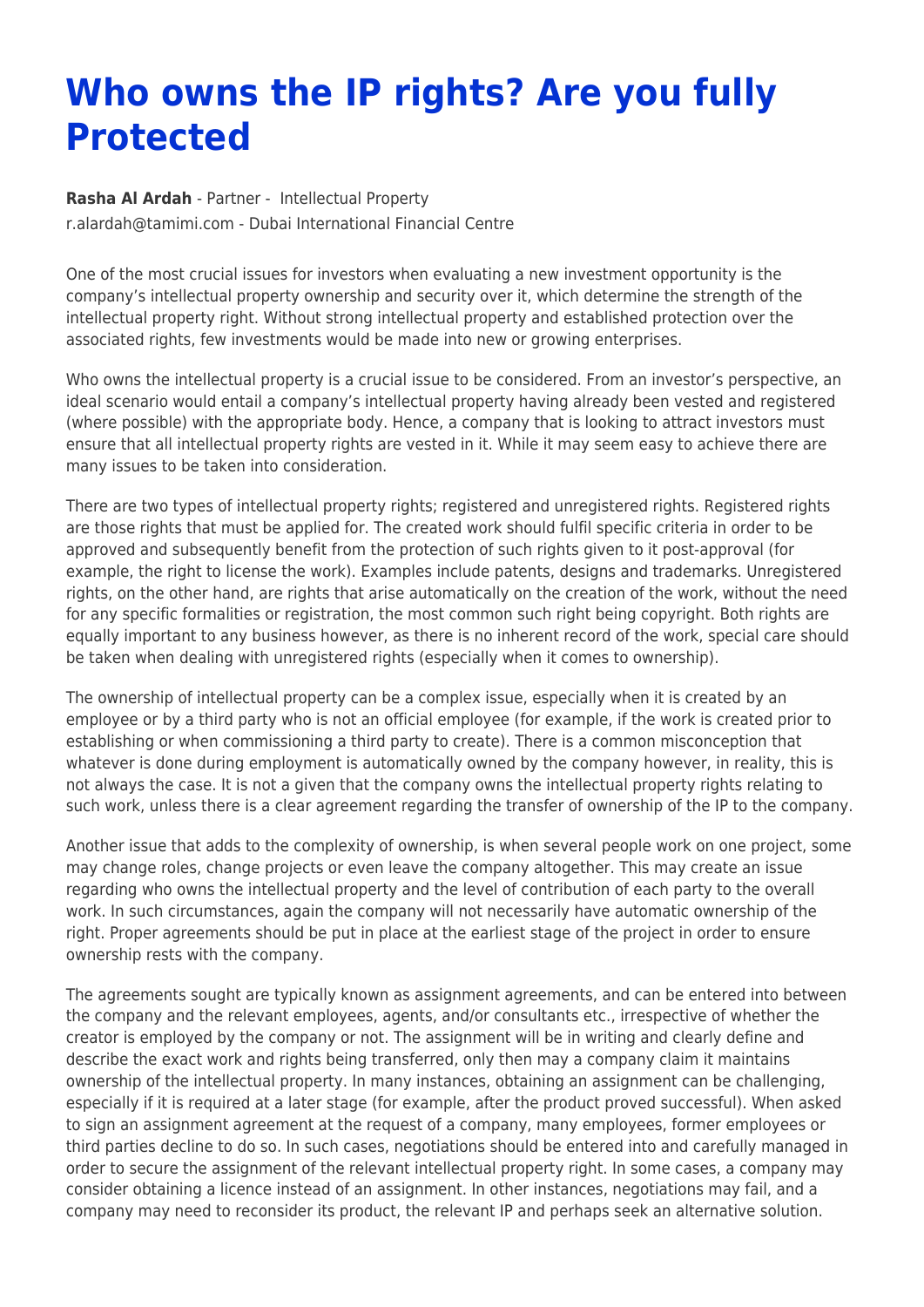# Who owns the IP rights? Are you fully Protected

**Rasha Al Ardah** - Partner - Intellectual Property
r.alardah@tamimi.com - Dubai International Financial Centre

One of the most crucial issues for investors when evaluating a new investment opportunity is the company's intellectual property ownership and security over it, which determine the strength of the intellectual property right. Without strong intellectual property and established protection over the associated rights, few investments would be made into new or growing enterprises.

Who owns the intellectual property is a crucial issue to be considered. From an investor's perspective, an ideal scenario would entail a company's intellectual property having already been vested and registered (where possible) with the appropriate body. Hence, a company that is looking to attract investors must ensure that all intellectual property rights are vested in it. While it may seem easy to achieve there are many issues to be taken into consideration.

There are two types of intellectual property rights; registered and unregistered rights. Registered rights are those rights that must be applied for. The created work should fulfil specific criteria in order to be approved and subsequently benefit from the protection of such rights given to it post-approval (for example, the right to license the work). Examples include patents, designs and trademarks. Unregistered rights, on the other hand, are rights that arise automatically on the creation of the work, without the need for any specific formalities or registration, the most common such right being copyright. Both rights are equally important to any business however, as there is no inherent record of the work, special care should be taken when dealing with unregistered rights (especially when it comes to ownership).

The ownership of intellectual property can be a complex issue, especially when it is created by an employee or by a third party who is not an official employee (for example, if the work is created prior to establishing or when commissioning a third party to create). There is a common misconception that whatever is done during employment is automatically owned by the company however, in reality, this is not always the case. It is not a given that the company owns the intellectual property rights relating to such work, unless there is a clear agreement regarding the transfer of ownership of the IP to the company.

Another issue that adds to the complexity of ownership, is when several people work on one project, some may change roles, change projects or even leave the company altogether. This may create an issue regarding who owns the intellectual property and the level of contribution of each party to the overall work. In such circumstances, again the company will not necessarily have automatic ownership of the right. Proper agreements should be put in place at the earliest stage of the project in order to ensure ownership rests with the company.

The agreements sought are typically known as assignment agreements, and can be entered into between the company and the relevant employees, agents, and/or consultants etc., irrespective of whether the creator is employed by the company or not. The assignment will be in writing and clearly define and describe the exact work and rights being transferred, only then may a company claim it maintains ownership of the intellectual property. In many instances, obtaining an assignment can be challenging, especially if it is required at a later stage (for example, after the product proved successful). When asked to sign an assignment agreement at the request of a company, many employees, former employees or third parties decline to do so. In such cases, negotiations should be entered into and carefully managed in order to secure the assignment of the relevant intellectual property right. In some cases, a company may consider obtaining a licence instead of an assignment. In other instances, negotiations may fail, and a company may need to reconsider its product, the relevant IP and perhaps seek an alternative solution.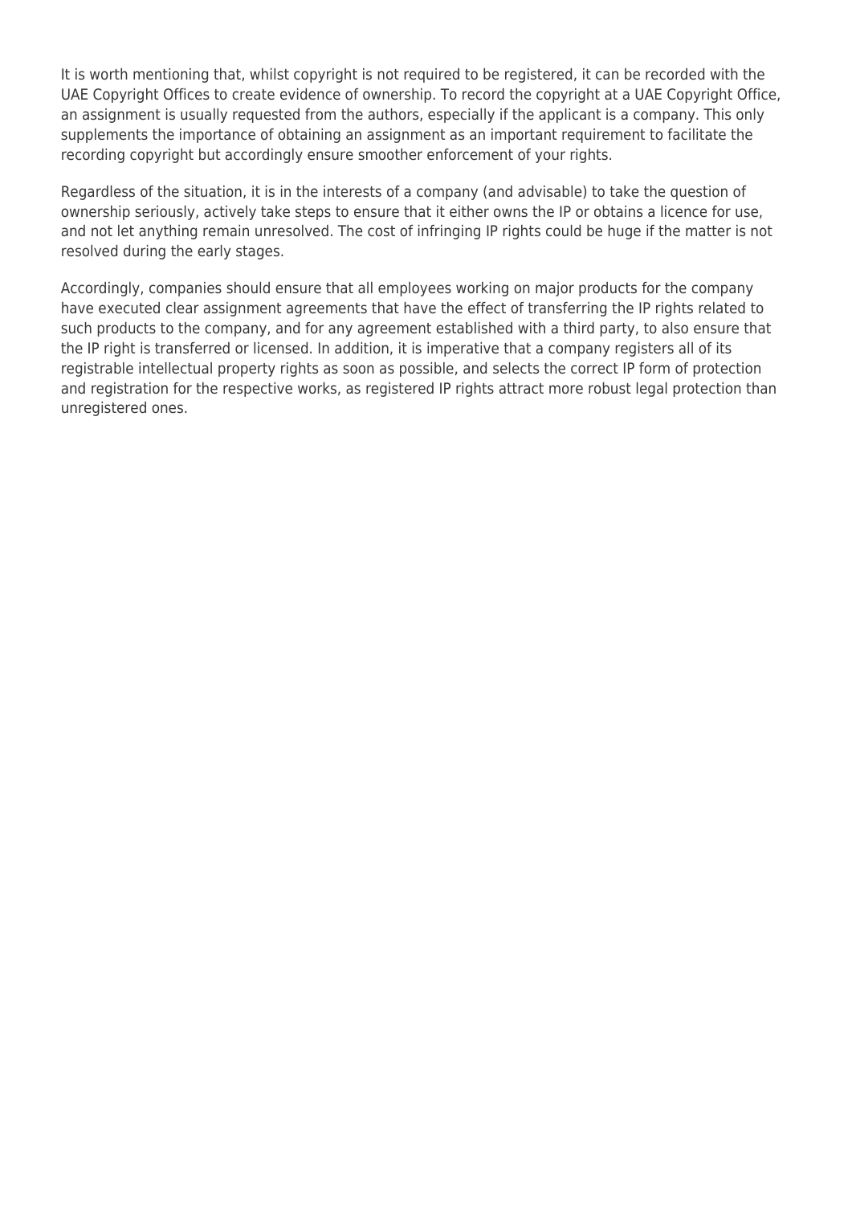It is worth mentioning that, whilst copyright is not required to be registered, it can be recorded with the UAE Copyright Offices to create evidence of ownership. To record the copyright at a UAE Copyright Office, an assignment is usually requested from the authors, especially if the applicant is a company. This only supplements the importance of obtaining an assignment as an important requirement to facilitate the recording copyright but accordingly ensure smoother enforcement of your rights.

Regardless of the situation, it is in the interests of a company (and advisable) to take the question of ownership seriously, actively take steps to ensure that it either owns the IP or obtains a licence for use, and not let anything remain unresolved. The cost of infringing IP rights could be huge if the matter is not resolved during the early stages.

Accordingly, companies should ensure that all employees working on major products for the company have executed clear assignment agreements that have the effect of transferring the IP rights related to such products to the company, and for any agreement established with a third party, to also ensure that the IP right is transferred or licensed. In addition, it is imperative that a company registers all of its registrable intellectual property rights as soon as possible, and selects the correct IP form of protection and registration for the respective works, as registered IP rights attract more robust legal protection than unregistered ones.